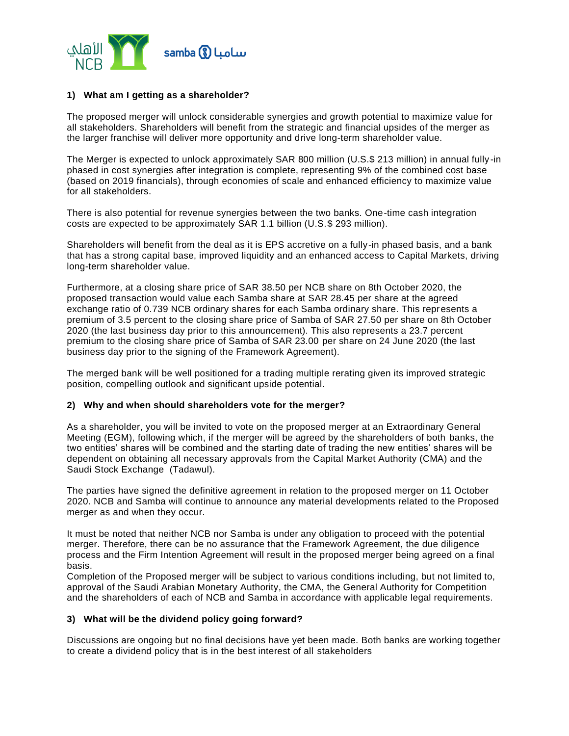## 1) What am I getting as a shareholder?

The proposed merger will unlock considerable synergies and growth potential to maximize value for all stakeholders. Shareholders will benefit from the strategic and financial upsides of the merger as the larger franchise will deliver more opportunity and drive long-term shareholder value.

The Merger is expected to unlock approximately SAR 800 million (U.S.$ 213 million) in annual fully-in phased in cost synergies after integration is complete, representing 9% of the combined cost base (based on 2019 financials), through economies of scale and enhanced efficiency to maximize value for all stakeholders.

There is also potential for revenue synergies between the two banks. One-time cash integration costs are expected to be approximately SAR 1.1 billion (U.S.$ 293 million).

Shareholders will benefit from the deal as it is EPS accretive on a fully-in phased basis, and a bank that has a strong capital base, improved liquidity and an enhanced access to Capital Markets, driving long-term shareholder value.

Furthermore, at a closing share price of SAR 38.50 per NCB share on 8th October 2020, the proposed transaction would value each Samba share at SAR 28.45 per share at the agreed exchange ratio of 0.739 NCB ordinary shares for each Samba ordinary share. This represents a premium of 3.5 percent to the closing share price of Samba of SAR 27.50 per share on 8th October 2020 (the last business day prior to this announcement). This also represents a 23.7 percent premium to the closing share price of Samba of SAR 23.00 per share on 24 June 2020 (the last business day prior to the signing of the Framework Agreement).

The merged bank will be well positioned for a trading multiple rerating given its improved strategic position, compelling outlook and significant upside potential.

## 2) Why and when should shareholders vote for the merger?

As a shareholder, you will be invited to vote on the proposed merger at an Extraordinary General Meeting (EGM), following which, if the merger will be agreed by the shareholders of both banks, the two entities' shares will be combined and the starting date of trading the new entities' shares will be dependent on obtaining all necessary approvals from the Capital Market Authority (CMA) and the Saudi Stock Exchange (Tadawul).

The parties have signed the definitive agreement in relation to the proposed merger on 11 October 2020. NCB and Samba will continue to announce any material developments related to the Proposed merger as and when they occur.

It must be noted that neither NCB nor Samba is under any obligation to proceed with the potential merger. Therefore, there can be no assurance that the Framework Agreement, the due diligence process and the Firm Intention Agreement will result in the proposed merger being agreed on a final basis.
Completion of the Proposed merger will be subject to various conditions including, but not limited to, approval of the Saudi Arabian Monetary Authority, the CMA, the General Authority for Competition and the shareholders of each of NCB and Samba in accordance with applicable legal requirements.

## 3) What will be the dividend policy going forward?

Discussions are ongoing but no final decisions have yet been made. Both banks are working together to create a dividend policy that is in the best interest of all stakeholders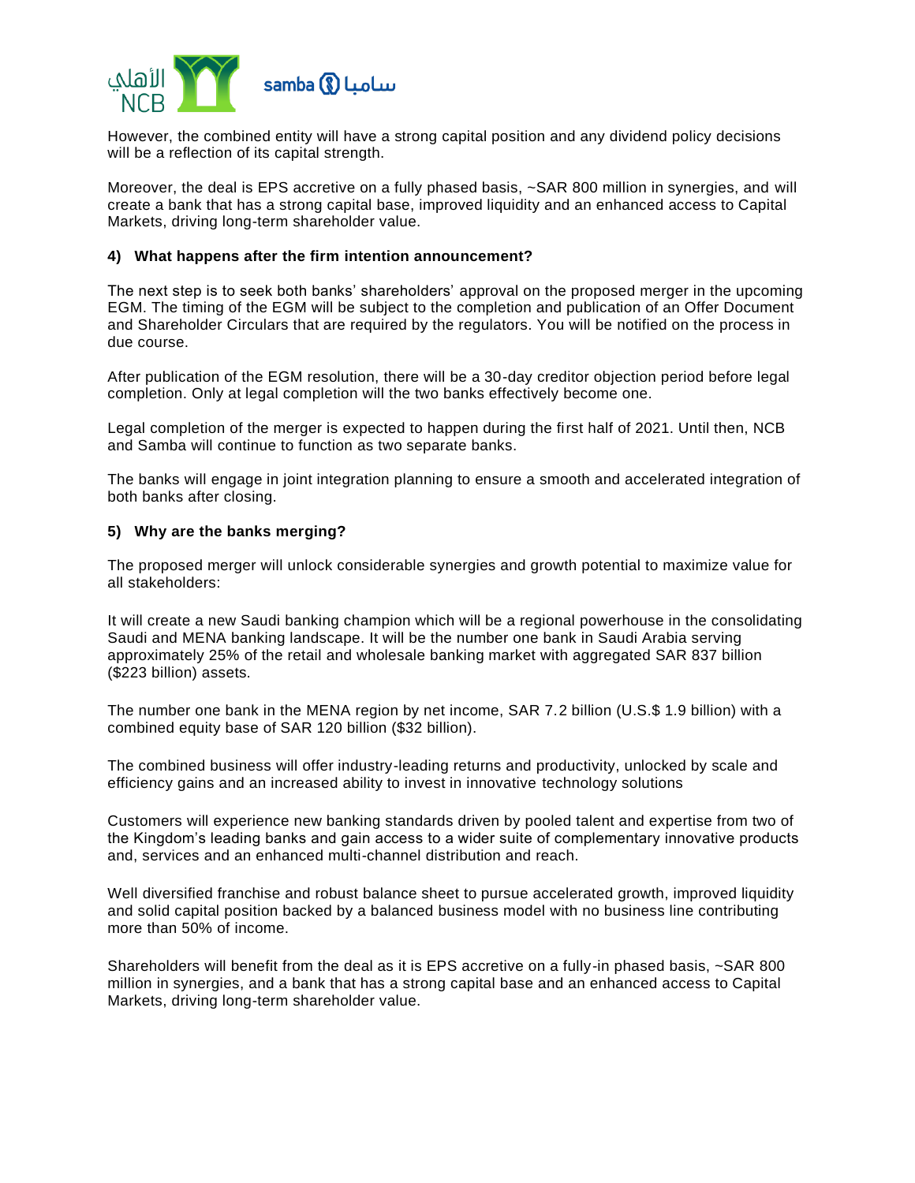However, the combined entity will have a strong capital position and any dividend policy decisions will be a reflection of its capital strength.

Moreover, the deal is EPS accretive on a fully phased basis, ~SAR 800 million in synergies, and will create a bank that has a strong capital base, improved liquidity and an enhanced access to Capital Markets, driving long-term shareholder value.

**4) What happens after the firm intention announcement?**

The next step is to seek both banks' shareholders' approval on the proposed merger in the upcoming EGM. The timing of the EGM will be subject to the completion and publication of an Offer Document and Shareholder Circulars that are required by the regulators. You will be notified on the process in due course.

After publication of the EGM resolution, there will be a 30-day creditor objection period before legal completion. Only at legal completion will the two banks effectively become one.

Legal completion of the merger is expected to happen during the first half of 2021. Until then, NCB and Samba will continue to function as two separate banks.

The banks will engage in joint integration planning to ensure a smooth and accelerated integration of both banks after closing.

**5) Why are the banks merging?**

The proposed merger will unlock considerable synergies and growth potential to maximize value for all stakeholders:

It will create a new Saudi banking champion which will be a regional powerhouse in the consolidating Saudi and MENA banking landscape. It will be the number one bank in Saudi Arabia serving approximately 25% of the retail and wholesale banking market with aggregated SAR 837 billion ($223 billion) assets.

The number one bank in the MENA region by net income, SAR 7.2 billion (U.S.$ 1.9 billion) with a combined equity base of SAR 120 billion ($32 billion).

The combined business will offer industry-leading returns and productivity, unlocked by scale and efficiency gains and an increased ability to invest in innovative technology solutions

Customers will experience new banking standards driven by pooled talent and expertise from two of the Kingdom's leading banks and gain access to a wider suite of complementary innovative products and, services and an enhanced multi-channel distribution and reach.

Well diversified franchise and robust balance sheet to pursue accelerated growth, improved liquidity and solid capital position backed by a balanced business model with no business line contributing more than 50% of income.

Shareholders will benefit from the deal as it is EPS accretive on a fully-in phased basis, ~SAR 800 million in synergies, and a bank that has a strong capital base and an enhanced access to Capital Markets, driving long-term shareholder value.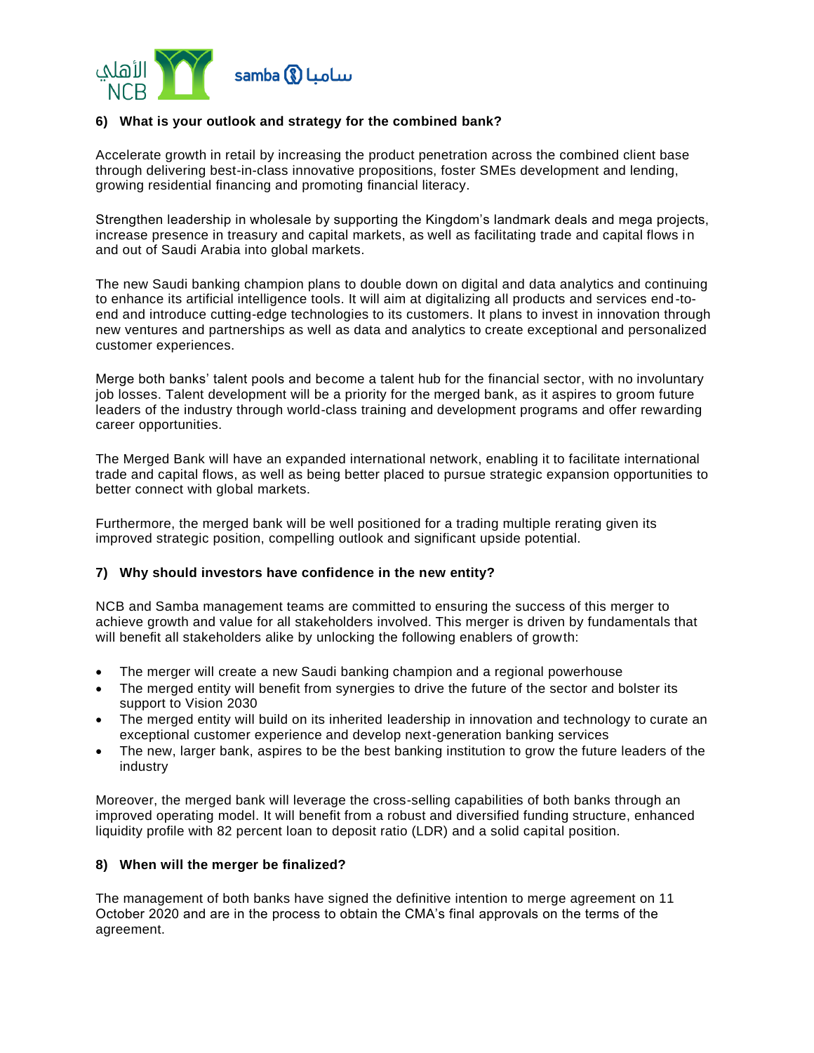### 6) What is your outlook and strategy for the combined bank?

Accelerate growth in retail by increasing the product penetration across the combined client base through delivering best-in-class innovative propositions, foster SMEs development and lending, growing residential financing and promoting financial literacy.

Strengthen leadership in wholesale by supporting the Kingdom's landmark deals and mega projects, increase presence in treasury and capital markets, as well as facilitating trade and capital flows in and out of Saudi Arabia into global markets.

The new Saudi banking champion plans to double down on digital and data analytics and continuing to enhance its artificial intelligence tools. It will aim at digitalizing all products and services end-to-end and introduce cutting-edge technologies to its customers. It plans to invest in innovation through new ventures and partnerships as well as data and analytics to create exceptional and personalized customer experiences.

Merge both banks' talent pools and become a talent hub for the financial sector, with no involuntary job losses. Talent development will be a priority for the merged bank, as it aspires to groom future leaders of the industry through world-class training and development programs and offer rewarding career opportunities.

The Merged Bank will have an expanded international network, enabling it to facilitate international trade and capital flows, as well as being better placed to pursue strategic expansion opportunities to better connect with global markets.

Furthermore, the merged bank will be well positioned for a trading multiple rerating given its improved strategic position, compelling outlook and significant upside potential.

### 7) Why should investors have confidence in the new entity?

NCB and Samba management teams are committed to ensuring the success of this merger to achieve growth and value for all stakeholders involved. This merger is driven by fundamentals that will benefit all stakeholders alike by unlocking the following enablers of growth:

- The merger will create a new Saudi banking champion and a regional powerhouse
- The merged entity will benefit from synergies to drive the future of the sector and bolster its support to Vision 2030
- The merged entity will build on its inherited leadership in innovation and technology to curate an exceptional customer experience and develop next-generation banking services
- The new, larger bank, aspires to be the best banking institution to grow the future leaders of the industry

Moreover, the merged bank will leverage the cross-selling capabilities of both banks through an improved operating model. It will benefit from a robust and diversified funding structure, enhanced liquidity profile with 82 percent loan to deposit ratio (LDR) and a solid capital position.

### 8) When will the merger be finalized?

The management of both banks have signed the definitive intention to merge agreement on 11 October 2020 and are in the process to obtain the CMA's final approvals on the terms of the agreement.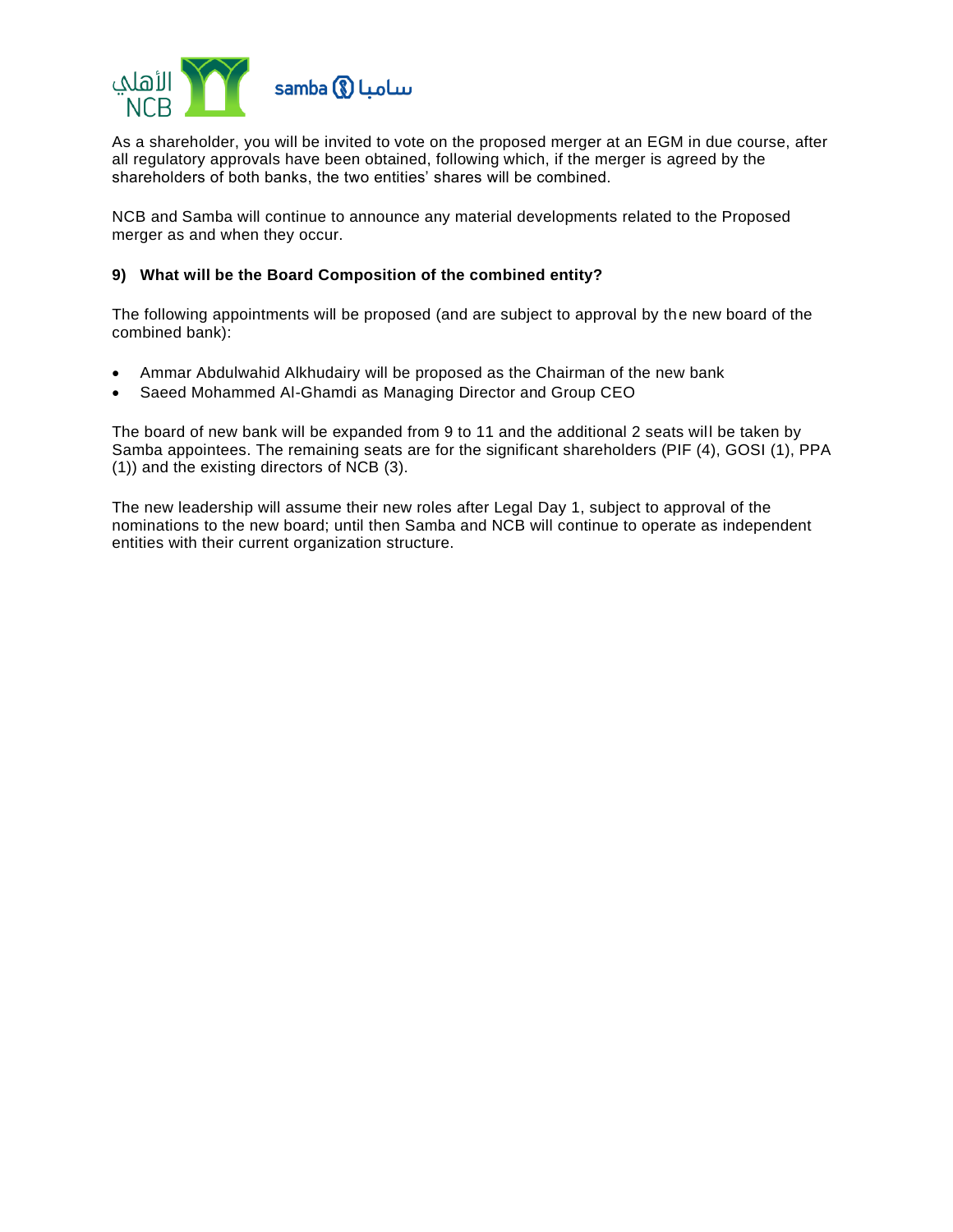As a shareholder, you will be invited to vote on the proposed merger at an EGM in due course, after all regulatory approvals have been obtained, following which, if the merger is agreed by the shareholders of both banks, the two entities' shares will be combined.

NCB and Samba will continue to announce any material developments related to the Proposed merger as and when they occur.

**9) What will be the Board Composition of the combined entity?**

The following appointments will be proposed (and are subject to approval by the new board of the combined bank):

- Ammar Abdulwahid Alkhudairy will be proposed as the Chairman of the new bank
- Saeed Mohammed Al-Ghamdi as Managing Director and Group CEO

The board of new bank will be expanded from 9 to 11 and the additional 2 seats will be taken by Samba appointees. The remaining seats are for the significant shareholders (PIF (4), GOSI (1), PPA (1)) and the existing directors of NCB (3).

The new leadership will assume their new roles after Legal Day 1, subject to approval of the nominations to the new board; until then Samba and NCB will continue to operate as independent entities with their current organization structure.